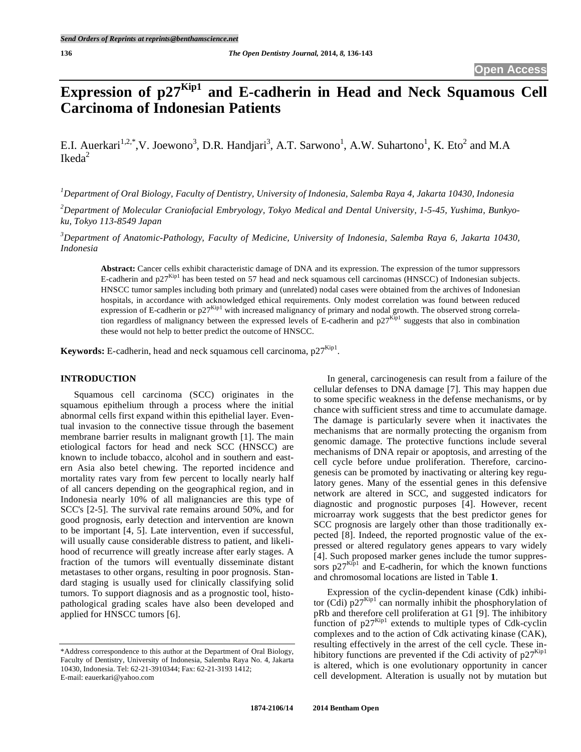# Expression of p27$^{Kip1}$ and E-cadherin in Head and Neck Squamous Cell Carcinoma of Indonesian Patients

E.I. Auerkari[1,2,*], V. Joewono[3], D.R. Handjari[3], A.T. Sarwono[1], A.W. Suhartono[1], K. Eto[2] and M.A Ikeda[2]

*[1]Department of Oral Biology, Faculty of Dentistry, University of Indonesia, Salemba Raya 4, Jakarta 10430, Indonesia*

*[2]Department of Molecular Craniofacial Embryology, Tokyo Medical and Dental University, 1-5-45, Yushima, Bunkyo-ku, Tokyo 113-8549 Japan*

*[3]Department of Anatomic-Pathology, Faculty of Medicine, University of Indonesia, Salemba Raya 6, Jakarta 10430, Indonesia*

**Abstract:** Cancer cells exhibit characteristic damage of DNA and its expression. The expression of the tumor suppressors E-cadherin and p27$^{Kip1}$ has been tested on 57 head and neck squamous cell carcinomas (HNSCC) of Indonesian subjects. HNSCC tumor samples including both primary and (unrelated) nodal cases were obtained from the archives of Indonesian hospitals, in accordance with acknowledged ethical requirements. Only modest correlation was found between reduced expression of E-cadherin or p27$^{Kip1}$ with increased malignancy of primary and nodal growth. The observed strong correlation regardless of malignancy between the expressed levels of E-cadherin and p27$^{Kip1}$ suggests that also in combination these would not help to better predict the outcome of HNSCC.

**Keywords:** E-cadherin, head and neck squamous cell carcinoma, p27$^{Kip1}$.

## INTRODUCTION

Squamous cell carcinoma (SCC) originates in the squamous epithelium through a process where the initial abnormal cells first expand within this epithelial layer. Eventual invasion to the connective tissue through the basement membrane barrier results in malignant growth [1]. The main etiological factors for head and neck SCC (HNSCC) are known to include tobacco, alcohol and in southern and eastern Asia also betel chewing. The reported incidence and mortality rates vary from few percent to locally nearly half of all cancers depending on the geographical region, and in Indonesia nearly 10% of all malignancies are this type of SCC's [2-5]. The survival rate remains around 50%, and for good prognosis, early detection and intervention are known to be important [4, 5]. Late intervention, even if successful, will usually cause considerable distress to patient, and likelihood of recurrence will greatly increase after early stages. A fraction of the tumors will eventually disseminate distant metastases to other organs, resulting in poor prognosis. Standard staging is usually used for clinically classifying solid tumors. To support diagnosis and as a prognostic tool, histopathological grading scales have also been developed and applied for HNSCC tumors [6].

In general, carcinogenesis can result from a failure of the cellular defenses to DNA damage [7]. This may happen due to some specific weakness in the defense mechanisms, or by chance with sufficient stress and time to accumulate damage. The damage is particularly severe when it inactivates the mechanisms that are normally protecting the organism from genomic damage. The protective functions include several mechanisms of DNA repair or apoptosis, and arresting of the cell cycle before undue proliferation. Therefore, carcinogenesis can be promoted by inactivating or altering key regulatory genes. Many of the essential genes in this defensive network are altered in SCC, and suggested indicators for diagnostic and prognostic purposes [4]. However, recent microarray work suggests that the best predictor genes for SCC prognosis are largely other than those traditionally expected [8]. Indeed, the reported prognostic value of the expressed or altered regulatory genes appears to vary widely [4]. Such proposed marker genes include the tumor suppressors p27$^{Kip1}$ and E-cadherin, for which the known functions and chromosomal locations are listed in Table **1**.

Expression of the cyclin-dependent kinase (Cdk) inhibitor (Cdi) p27$^{Kip1}$ can normally inhibit the phosphorylation of pRb and therefore cell proliferation at G1 [9]. The inhibitory function of p27$^{Kip1}$ extends to multiple types of Cdk-cyclin complexes and to the action of Cdk activating kinase (CAK), resulting effectively in the arrest of the cell cycle. These inhibitory functions are prevented if the Cdi activity of p27$^{Kip1}$ is altered, which is one evolutionary opportunity in cancer cell development. Alteration is usually not by mutation but

\*Address correspondence to this author at the Department of Oral Biology, Faculty of Dentistry, University of Indonesia, Salemba Raya No. 4, Jakarta 10430, Indonesia. Tel: 62-21-3910344; Fax: 62-21-3193 1412; E-mail: eauerkari@yahoo.com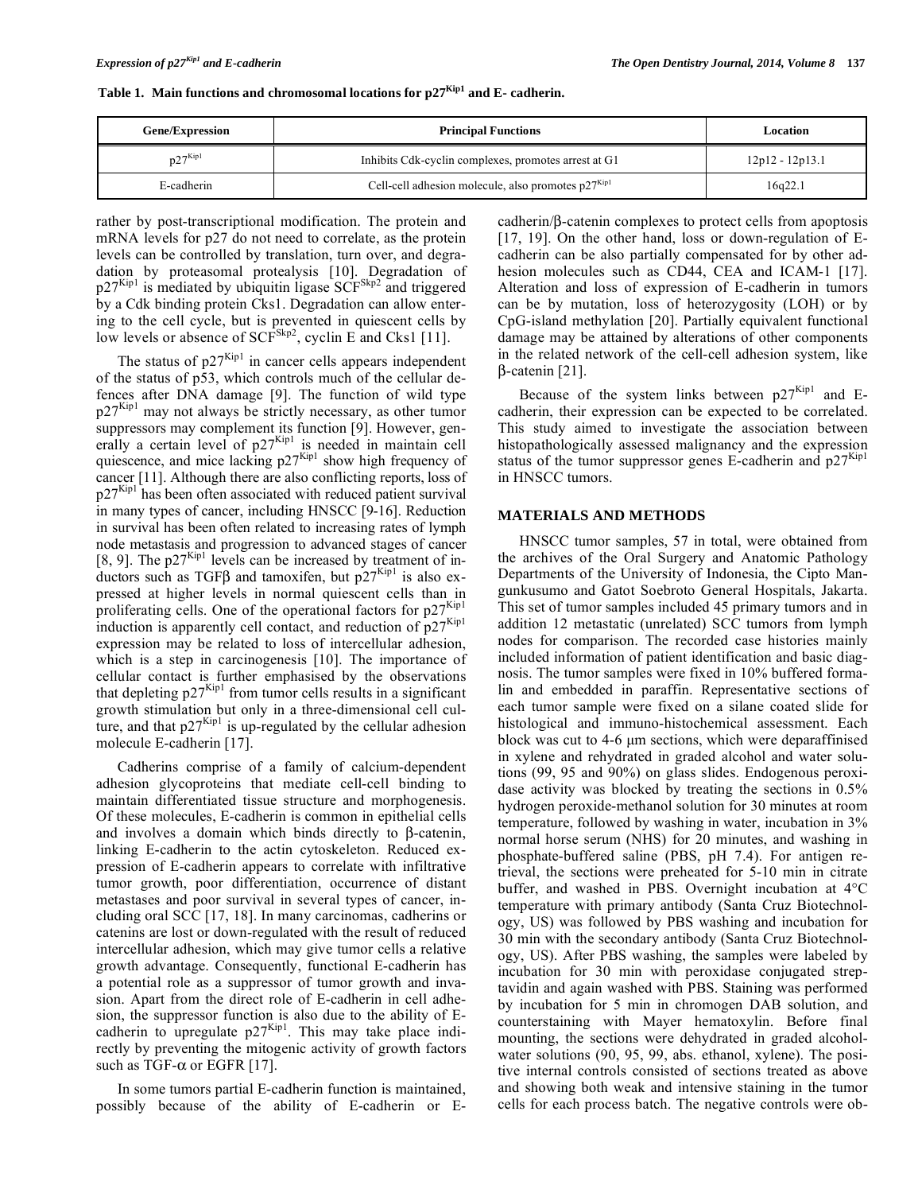**Table 1. Main functions and chromosomal locations for $p27^{Kip1}$ and E- cadherin.**

| Gene/Expression | Principal Functions | Location |
|---|---|---|
| $p27^{Kip1}$ | Inhibits Cdk-cyclin complexes, promotes arrest at G1 | 12p12 - 12p13.1 |
| E-cadherin | Cell-cell adhesion molecule, also promotes $p27^{Kip1}$ | 16q22.1 |

rather by post-transcriptional modification. The protein and mRNA levels for p27 do not need to correlate, as the protein levels can be controlled by translation, turn over, and degradation by proteasomal protealysis [10]. Degradation of $p27^{Kip1}$ is mediated by ubiquitin ligase $SCF^{Skp2}$ and triggered by a Cdk binding protein Cks1. Degradation can allow entering to the cell cycle, but is prevented in quiescent cells by low levels or absence of $SCF^{Skp2}$, cyclin E and Cks1 [11].

The status of $p27^{Kip1}$ in cancer cells appears independent of the status of p53, which controls much of the cellular defences after DNA damage [9]. The function of wild type $p27^{Kip1}$ may not always be strictly necessary, as other tumor suppressors may complement its function [9]. However, generally a certain level of $p27^{Kip1}$ is needed in maintain cell quiescence, and mice lacking $p27^{Kip1}$ show high frequency of cancer [11]. Although there are also conflicting reports, loss of $p27^{Kip1}$ has been often associated with reduced patient survival in many types of cancer, including HNSCC [9-16]. Reduction in survival has been often related to increasing rates of lymph node metastasis and progression to advanced stages of cancer [8, 9]. The $p27^{Kip1}$ levels can be increased by treatment of inductors such as TGFβ and tamoxifen, but $p27^{Kip1}$ is also expressed at higher levels in normal quiescent cells than in proliferating cells. One of the operational factors for $p27^{Kip1}$ induction is apparently cell contact, and reduction of $p27^{Kip1}$ expression may be related to loss of intercellular adhesion, which is a step in carcinogenesis [10]. The importance of cellular contact is further emphasised by the observations that depleting $p27^{Kip1}$ from tumor cells results in a significant growth stimulation but only in a three-dimensional cell culture, and that $p27^{Kip1}$ is up-regulated by the cellular adhesion molecule E-cadherin [17].

Cadherins comprise of a family of calcium-dependent adhesion glycoproteins that mediate cell-cell binding to maintain differentiated tissue structure and morphogenesis. Of these molecules, E-cadherin is common in epithelial cells and involves a domain which binds directly to β-catenin, linking E-cadherin to the actin cytoskeleton. Reduced expression of E-cadherin appears to correlate with infiltrative tumor growth, poor differentiation, occurrence of distant metastases and poor survival in several types of cancer, including oral SCC [17, 18]. In many carcinomas, cadherins or catenins are lost or down-regulated with the result of reduced intercellular adhesion, which may give tumor cells a relative growth advantage. Consequently, functional E-cadherin has a potential role as a suppressor of tumor growth and invasion. Apart from the direct role of E-cadherin in cell adhesion, the suppressor function is also due to the ability of E-cadherin to upregulate $p27^{Kip1}$. This may take place indirectly by preventing the mitogenic activity of growth factors such as TGF-α or EGFR [17].

In some tumors partial E-cadherin function is maintained, possibly because of the ability of E-cadherin or E-cadherin/β-catenin complexes to protect cells from apoptosis [17, 19]. On the other hand, loss or down-regulation of E-cadherin can be also partially compensated for by other adhesion molecules such as CD44, CEA and ICAM-1 [17]. Alteration and loss of expression of E-cadherin in tumors can be by mutation, loss of heterozygosity (LOH) or by CpG-island methylation [20]. Partially equivalent functional damage may be attained by alterations of other components in the related network of the cell-cell adhesion system, like β-catenin [21].

Because of the system links between $p27^{Kip1}$ and E-cadherin, their expression can be expected to be correlated. This study aimed to investigate the association between histopathologically assessed malignancy and the expression status of the tumor suppressor genes E-cadherin and $p27^{Kip1}$ in HNSCC tumors.

## MATERIALS AND METHODS

HNSCC tumor samples, 57 in total, were obtained from the archives of the Oral Surgery and Anatomic Pathology Departments of the University of Indonesia, the Cipto Mangunkusumo and Gatot Soebroto General Hospitals, Jakarta. This set of tumor samples included 45 primary tumors and in addition 12 metastatic (unrelated) SCC tumors from lymph nodes for comparison. The recorded case histories mainly included information of patient identification and basic diagnosis. The tumor samples were fixed in 10% buffered formalin and embedded in paraffin. Representative sections of each tumor sample were fixed on a silane coated slide for histological and immuno-histochemical assessment. Each block was cut to 4-6 μm sections, which were deparaffinised in xylene and rehydrated in graded alcohol and water solutions (99, 95 and 90%) on glass slides. Endogenous peroxidase activity was blocked by treating the sections in 0.5% hydrogen peroxide-methanol solution for 30 minutes at room temperature, followed by washing in water, incubation in 3% normal horse serum (NHS) for 20 minutes, and washing in phosphate-buffered saline (PBS, pH 7.4). For antigen retrieval, the sections were preheated for 5-10 min in citrate buffer, and washed in PBS. Overnight incubation at 4°C temperature with primary antibody (Santa Cruz Biotechnology, US) was followed by PBS washing and incubation for 30 min with the secondary antibody (Santa Cruz Biotechnology, US). After PBS washing, the samples were labeled by incubation for 30 min with peroxidase conjugated streptavidin and again washed with PBS. Staining was performed by incubation for 5 min in chromogen DAB solution, and counterstaining with Mayer hematoxylin. Before final mounting, the sections were dehydrated in graded alcohol-water solutions (90, 95, 99, abs. ethanol, xylene). The positive internal controls consisted of sections treated as above and showing both weak and intensive staining in the tumor cells for each process batch. The negative controls were ob-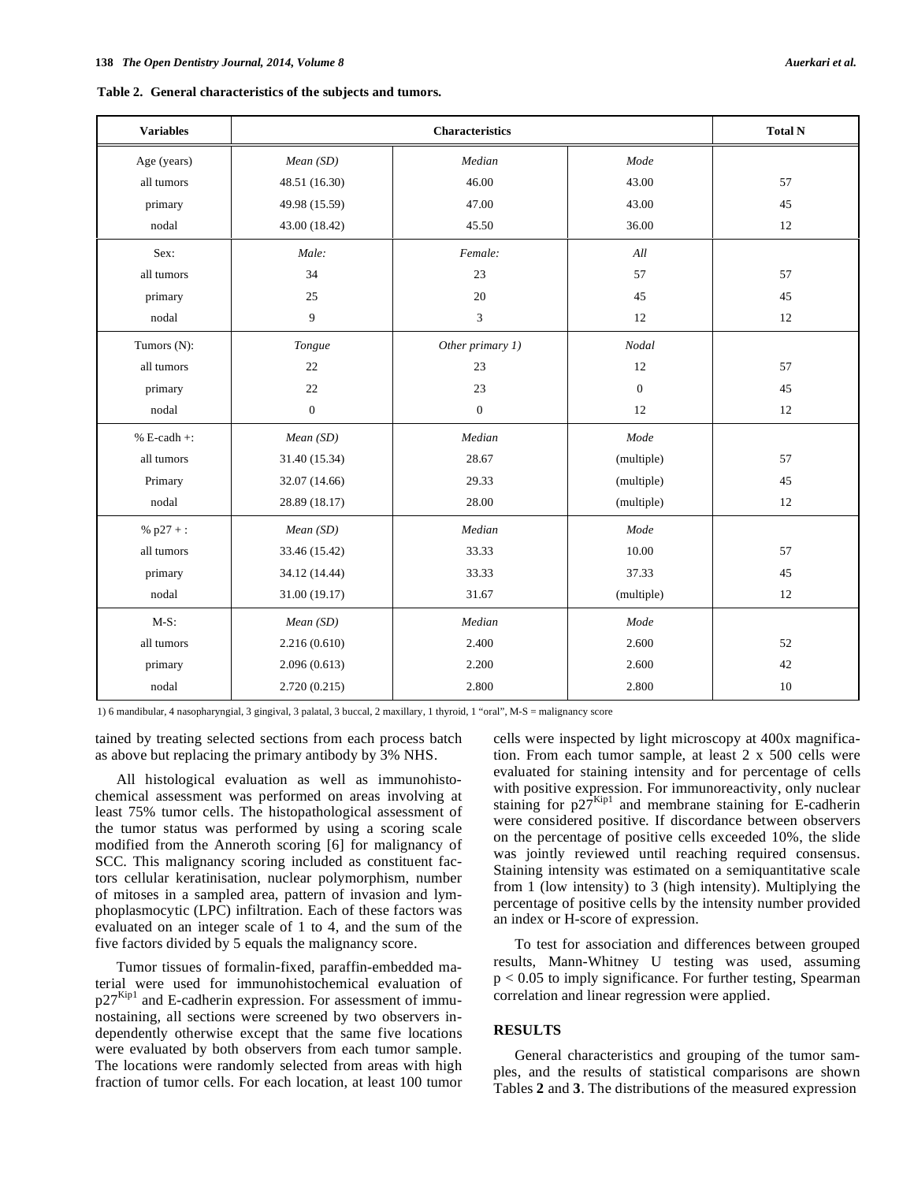**Table 2. General characteristics of the subjects and tumors.**

| Variables | Characteristics | | | Total N |
|---|---|---|---|---|
| Age (years) | *Mean (SD)* | *Median* | *Mode* | |
| all tumors | 48.51 (16.30) | 46.00 | 43.00 | 57 |
| primary | 49.98 (15.59) | 47.00 | 43.00 | 45 |
| nodal | 43.00 (18.42) | 45.50 | 36.00 | 12 |
| Sex: | *Male:* | *Female:* | *All* | |
| all tumors | 34 | 23 | 57 | 57 |
| primary | 25 | 20 | 45 | 45 |
| nodal | 9 | 3 | 12 | 12 |
| Tumors (N): | *Tongue* | *Other primary 1)* | *Nodal* | |
| all tumors | 22 | 23 | 12 | 57 |
| primary | 22 | 23 | 0 | 45 |
| nodal | 0 | 0 | 12 | 12 |
| % E-cadh +: | *Mean (SD)* | *Median* | *Mode* | |
| all tumors | 31.40 (15.34) | 28.67 | (multiple) | 57 |
| Primary | 32.07 (14.66) | 29.33 | (multiple) | 45 |
| nodal | 28.89 (18.17) | 28.00 | (multiple) | 12 |
| % p27 + : | *Mean (SD)* | *Median* | *Mode* | |
| all tumors | 33.46 (15.42) | 33.33 | 10.00 | 57 |
| primary | 34.12 (14.44) | 33.33 | 37.33 | 45 |
| nodal | 31.00 (19.17) | 31.67 | (multiple) | 12 |
| M-S: | *Mean (SD)* | *Median* | *Mode* | |
| all tumors | 2.216 (0.610) | 2.400 | 2.600 | 52 |
| primary | 2.096 (0.613) | 2.200 | 2.600 | 42 |
| nodal | 2.720 (0.215) | 2.800 | 2.800 | 10 |

1) 6 mandibular, 4 nasopharyngial, 3 gingival, 3 palatal, 3 buccal, 2 maxillary, 1 thyroid, 1 "oral", M-S = malignancy score

tained by treating selected sections from each process batch as above but replacing the primary antibody by 3% NHS.

All histological evaluation as well as immunohistochemical assessment was performed on areas involving at least 75% tumor cells. The histopathological assessment of the tumor status was performed by using a scoring scale modified from the Anneroth scoring [6] for malignancy of SCC. This malignancy scoring included as constituent factors cellular keratinisation, nuclear polymorphism, number of mitoses in a sampled area, pattern of invasion and lymphoplasmocytic (LPC) infiltration. Each of these factors was evaluated on an integer scale of 1 to 4, and the sum of the five factors divided by 5 equals the malignancy score.

Tumor tissues of formalin-fixed, paraffin-embedded material were used for immunohistochemical evaluation of $p27^{Kip1}$ and E-cadherin expression. For assessment of immunostaining, all sections were screened by two observers independently otherwise except that the same five locations were evaluated by both observers from each tumor sample. The locations were randomly selected from areas with high fraction of tumor cells. For each location, at least 100 tumor cells were inspected by light microscopy at 400x magnification. From each tumor sample, at least 2 x 500 cells were evaluated for staining intensity and for percentage of cells with positive expression. For immunoreactivity, only nuclear staining for $p27^{Kip1}$ and membrane staining for E-cadherin were considered positive. If discordance between observers on the percentage of positive cells exceeded 10%, the slide was jointly reviewed until reaching required consensus. Staining intensity was estimated on a semiquantitative scale from 1 (low intensity) to 3 (high intensity). Multiplying the percentage of positive cells by the intensity number provided an index or H-score of expression.

To test for association and differences between grouped results, Mann-Whitney U testing was used, assuming $p < 0.05$ to imply significance. For further testing, Spearman correlation and linear regression were applied.

## RESULTS

General characteristics and grouping of the tumor samples, and the results of statistical comparisons are shown Tables **2** and **3**. The distributions of the measured expression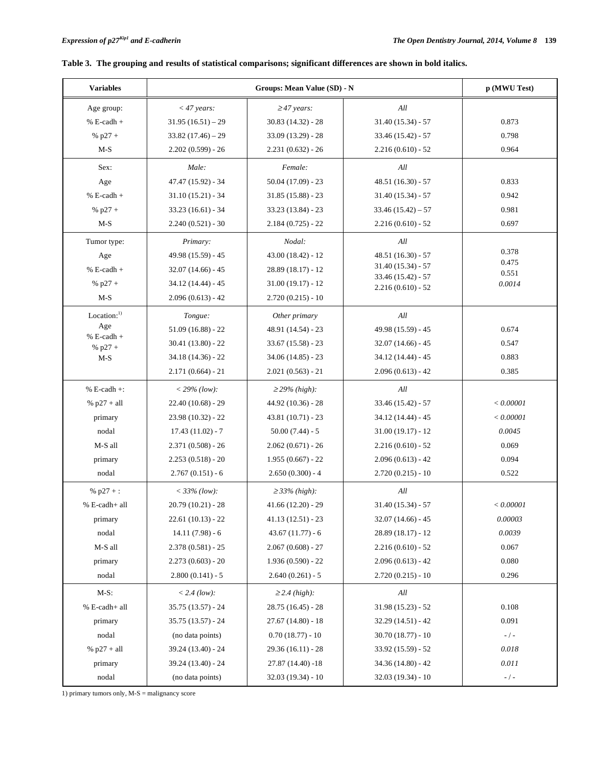**Table 3. The grouping and results of statistical comparisons; significant differences are shown in bold italics.**

| Variables | Groups: Mean Value (SD) - N | | | p (MWU Test) |
|---|---|---|---|---|
| Age group: | *< 47 years:* | *≥ 47 years:* | *All* | |
| % E-cadh + | 31.95 (16.51) – 29 | 30.83 (14.32) - 28 | 31.40 (15.34) - 57 | 0.873 |
| % p27 + | 33.82 (17.46) – 29 | 33.09 (13.29) - 28 | 33.46 (15.42) - 57 | 0.798 |
| M-S | 2.202 (0.599) - 26 | 2.231 (0.632) - 26 | 2.216 (0.610) - 52 | 0.964 |
| Sex: | *Male:* | *Female:* | *All* | |
| Age | 47.47 (15.92) - 34 | 50.04 (17.09) - 23 | 48.51 (16.30) - 57 | 0.833 |
| % E-cadh + | 31.10 (15.21) - 34 | 31.85 (15.88) - 23 | 31.40 (15.34) - 57 | 0.942 |
| % p27 + | 33.23 (16.61) - 34 | 33.23 (13.84) - 23 | 33.46 (15.42) – 57 | 0.981 |
| M-S | 2.240 (0.521) - 30 | 2.184 (0.725) - 22 | 2.216 (0.610) - 52 | 0.697 |
| Tumor type: | *Primary:* | *Nodal:* | *All* | |
| Age | 49.98 (15.59) - 45 | 43.00 (18.42) - 12 | 48.51 (16.30) - 57 | 0.378 |
| % E-cadh + | 32.07 (14.66) - 45 | 28.89 (18.17) - 12 | 31.40 (15.34) - 57 | 0.475 |
| % p27 + | 34.12 (14.44) - 45 | 31.00 (19.17) - 12 | 33.46 (15.42) - 57 | 0.551 |
| M-S | 2.096 (0.613) - 42 | 2.720 (0.215) - 10 | 2.216 (0.610) - 52 | ***0.0014*** |
| Location:[1)] | *Tongue:* | *Other primary* | *All* | |
| Age | 51.09 (16.88) - 22 | 48.91 (14.54) - 23 | 49.98 (15.59) - 45 | 0.674 |
| % E-cadh + | 30.41 (13.80) - 22 | 33.67 (15.58) - 23 | 32.07 (14.66) - 45 | 0.547 |
| % p27 + | 34.18 (14.36) - 22 | 34.06 (14.85) - 23 | 34.12 (14.44) - 45 | 0.883 |
| M-S | 2.171 (0.664) - 21 | 2.021 (0.563) - 21 | 2.096 (0.613) - 42 | 0.385 |
| % E-cadh +: | *< 29% (low):* | *≥ 29% (high):* | *All* | |
| % p27 + all | 22.40 (10.68) - 29 | 44.92 (10.36) - 28 | 33.46 (15.42) - 57 | ***< 0.00001*** |
| primary | 23.98 (10.32) - 22 | 43.81 (10.71) - 23 | 34.12 (14.44) - 45 | ***< 0.00001*** |
| nodal | 17.43 (11.02) - 7 | 50.00 (7.44) - 5 | 31.00 (19.17) - 12 | ***0.0045*** |
| M-S all | 2.371 (0.508) - 26 | 2.062 (0.671) - 26 | 2.216 (0.610) - 52 | 0.069 |
| primary | 2.253 (0.518) - 20 | 1.955 (0.667) - 22 | 2.096 (0.613) - 42 | 0.094 |
| nodal | 2.767 (0.151) - 6 | 2.650 (0.300) - 4 | 2.720 (0.215) - 10 | 0.522 |
| % p27 + : | *< 33% (low):* | *≥ 33% (high):* | *All* | |
| % E-cadh+ all | 20.79 (10.21) - 28 | 41.66 (12.20) - 29 | 31.40 (15.34) - 57 | ***< 0.00001*** |
| primary | 22.61 (10.13) - 22 | 41.13 (12.51) - 23 | 32.07 (14.66) - 45 | ***0.00003*** |
| nodal | 14.11 (7.98) - 6 | 43.67 (11.77) - 6 | 28.89 (18.17) - 12 | ***0.0039*** |
| M-S all | 2.378 (0.581) - 25 | 2.067 (0.608) - 27 | 2.216 (0.610) - 52 | 0.067 |
| primary | 2.273 (0.603) - 20 | 1.936 (0.590) - 22 | 2.096 (0.613) - 42 | 0.080 |
| nodal | 2.800 (0.141) - 5 | 2.640 (0.261) - 5 | 2.720 (0.215) - 10 | 0.296 |
| M-S: | *< 2.4 (low):* | *≥ 2.4 (high):* | *All* | |
| % E-cadh+ all | 35.75 (13.57) - 24 | 28.75 (16.45) - 28 | 31.98 (15.23) - 52 | 0.108 |
| primary | 35.75 (13.57) - 24 | 27.67 (14.80) - 18 | 32.29 (14.51) - 42 | 0.091 |
| nodal | (no data points) | 0.70 (18.77) - 10 | 30.70 (18.77) - 10 | - / - |
| % p27 + all | 39.24 (13.40) - 24 | 29.36 (16.11) - 28 | 33.92 (15.59) - 52 | ***0.018*** |
| primary | 39.24 (13.40) - 24 | 27.87 (14.40) -18 | 34.36 (14.80) - 42 | ***0.011*** |
| nodal | (no data points) | 32.03 (19.34) - 10 | 32.03 (19.34) - 10 | - / - |

1) primary tumors only, M-S = malignancy score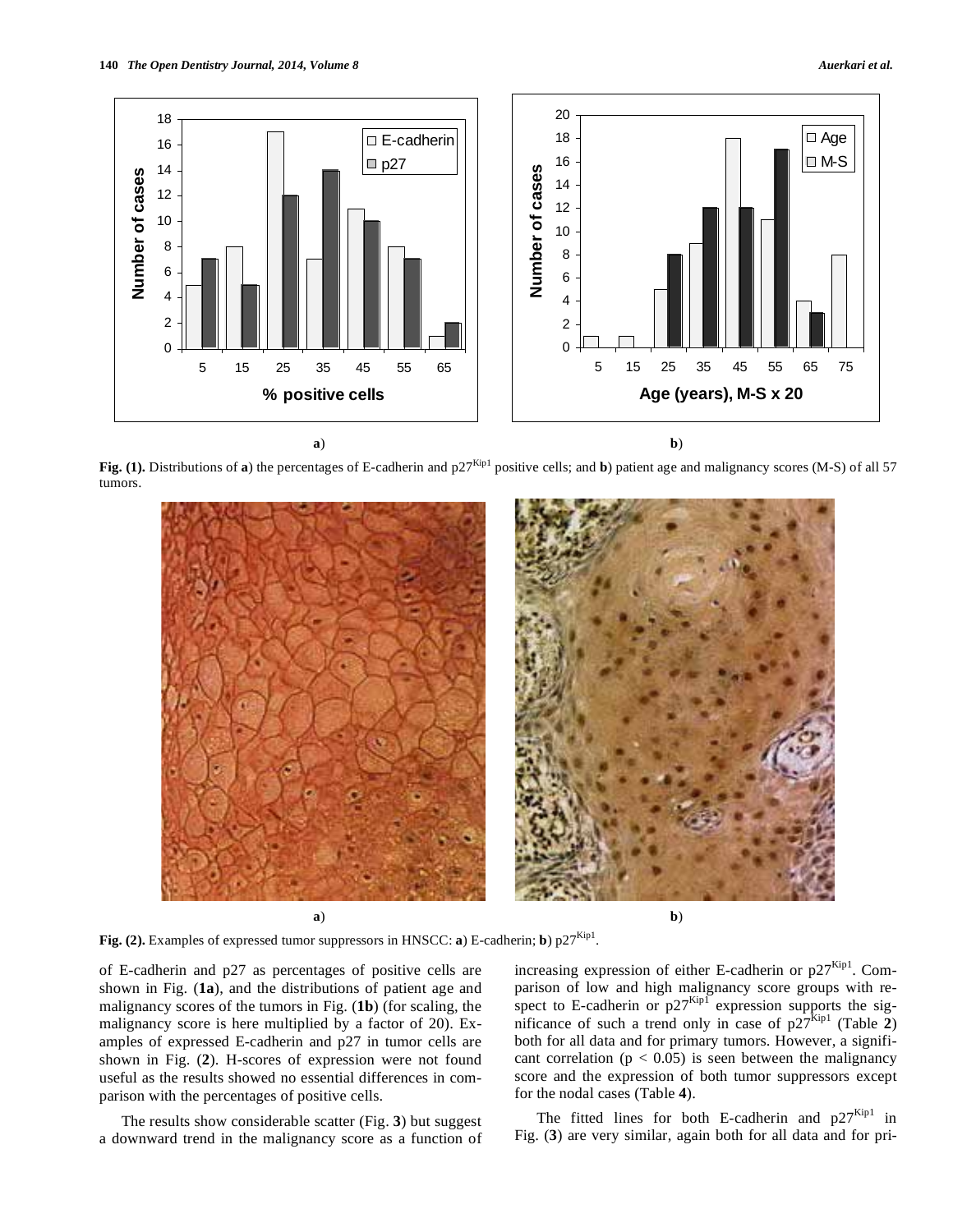**Fig. (1).** Distributions of **a**) the percentages of E-cadherin and $p27^{Kip1}$ positive cells; and **b**) patient age and malignancy scores (M-S) of all 57 tumors.

**Fig. (2).** Examples of expressed tumor suppressors in HNSCC: **a**) E-cadherin; **b**) $p27^{Kip1}$.

of E-cadherin and p27 as percentages of positive cells are shown in Fig. (**1a**), and the distributions of patient age and malignancy scores of the tumors in Fig. (**1b**) (for scaling, the malignancy score is here multiplied by a factor of 20). Examples of expressed E-cadherin and p27 in tumor cells are shown in Fig. (**2**). H-scores of expression were not found useful as the results showed no essential differences in comparison with the percentages of positive cells.

The results show considerable scatter (Fig. **3**) but suggest a downward trend in the malignancy score as a function of increasing expression of either E-cadherin or $p27^{Kip1}$. Comparison of low and high malignancy score groups with respect to E-cadherin or $p27^{Kip1}$ expression supports the significance of such a trend only in case of $p27^{Kip1}$ (Table **2**) both for all data and for primary tumors. However, a significant correlation ($p < 0.05$) is seen between the malignancy score and the expression of both tumor suppressors except for the nodal cases (Table **4**).

The fitted lines for both E-cadherin and $p27^{Kip1}$ in Fig. (**3**) are very similar, again both for all data and for pri-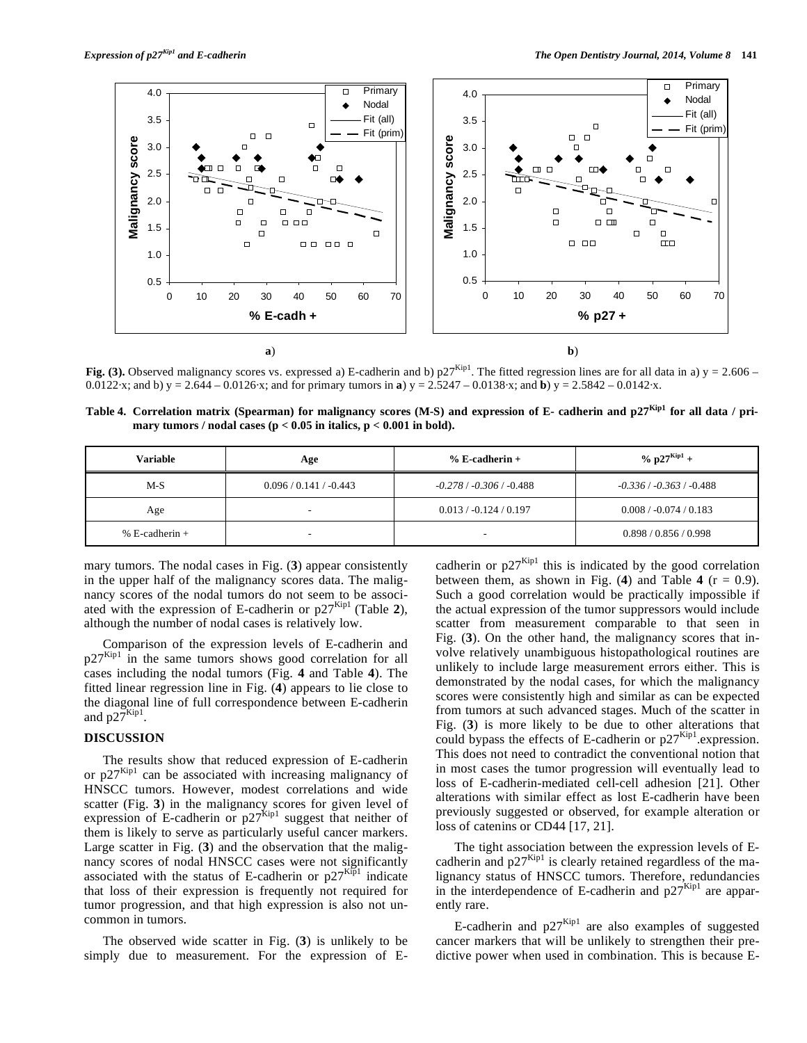**Fig. (3).** Observed malignancy scores vs. expressed a) E-cadherin and b) p27$^{Kip1}$. The fitted regression lines are for all data in a) $y = 2.606 - 0.0122 \cdot x$; and b) $y = 2.644 - 0.0126 \cdot x$; and for primary tumors in **a**) $y = 2.5247 - 0.0138 \cdot x$; and **b**) $y = 2.5842 - 0.0142 \cdot x$.

**Table 4. Correlation matrix (Spearman) for malignancy scores (M-S) and expression of E- cadherin and p27$^{Kip1}$ for all data / primary tumors / nodal cases ($p < 0.05$ in italics, $p < 0.001$ in bold).**

| Variable | Age | % E-cadherin + | % p27$^{Kip1}$ + |
|---|---|---|---|
| M-S | 0.096 / 0.141 / -0.443 | *-0.278* / *-0.306* / -0.488 | *-0.336* / *-0.363* / -0.488 |
| Age | - | 0.013 / -0.124 / 0.197 | 0.008 / -0.074 / 0.183 |
| % E-cadherin + | - | - | 0.898 / 0.856 / 0.998 |

mary tumors. The nodal cases in Fig. (**3**) appear consistently in the upper half of the malignancy scores data. The malignancy scores of the nodal tumors do not seem to be associated with the expression of E-cadherin or p27$^{Kip1}$ (Table **2**), although the number of nodal cases is relatively low.

Comparison of the expression levels of E-cadherin and p27$^{Kip1}$ in the same tumors shows good correlation for all cases including the nodal tumors (Fig. **4** and Table **4**). The fitted linear regression line in Fig. (**4**) appears to lie close to the diagonal line of full correspondence between E-cadherin and p27$^{Kip1}$.

## DISCUSSION

The results show that reduced expression of E-cadherin or p27$^{Kip1}$ can be associated with increasing malignancy of HNSCC tumors. However, modest correlations and wide scatter (Fig. **3**) in the malignancy scores for given level of expression of E-cadherin or p27$^{Kip1}$ suggest that neither of them is likely to serve as particularly useful cancer markers. Large scatter in Fig. (**3**) and the observation that the malignancy scores of nodal HNSCC cases were not significantly associated with the status of E-cadherin or p27$^{Kip1}$ indicate that loss of their expression is frequently not required for tumor progression, and that high expression is also not uncommon in tumors.

The observed wide scatter in Fig. (**3**) is unlikely to be simply due to measurement. For the expression of E-cadherin or p27$^{Kip1}$ this is indicated by the good correlation between them, as shown in Fig. (**4**) and Table **4** ($r = 0.9$). Such a good correlation would be practically impossible if the actual expression of the tumor suppressors would include scatter from measurement comparable to that seen in Fig. (**3**). On the other hand, the malignancy scores that involve relatively unambiguous histopathological routines are unlikely to include large measurement errors either. This is demonstrated by the nodal cases, for which the malignancy scores were consistently high and similar as can be expected from tumors at such advanced stages. Much of the scatter in Fig. (**3**) is more likely to be due to other alterations that could bypass the effects of E-cadherin or p27$^{Kip1}$.expression. This does not need to contradict the conventional notion that in most cases the tumor progression will eventually lead to loss of E-cadherin-mediated cell-cell adhesion [21]. Other alterations with similar effect as lost E-cadherin have been previously suggested or observed, for example alteration or loss of catenins or CD44 [17, 21].

The tight association between the expression levels of E-cadherin and p27$^{Kip1}$ is clearly retained regardless of the malignancy status of HNSCC tumors. Therefore, redundancies in the interdependence of E-cadherin and p27$^{Kip1}$ are apparently rare.

E-cadherin and p27$^{Kip1}$ are also examples of suggested cancer markers that will be unlikely to strengthen their predictive power when used in combination. This is because E-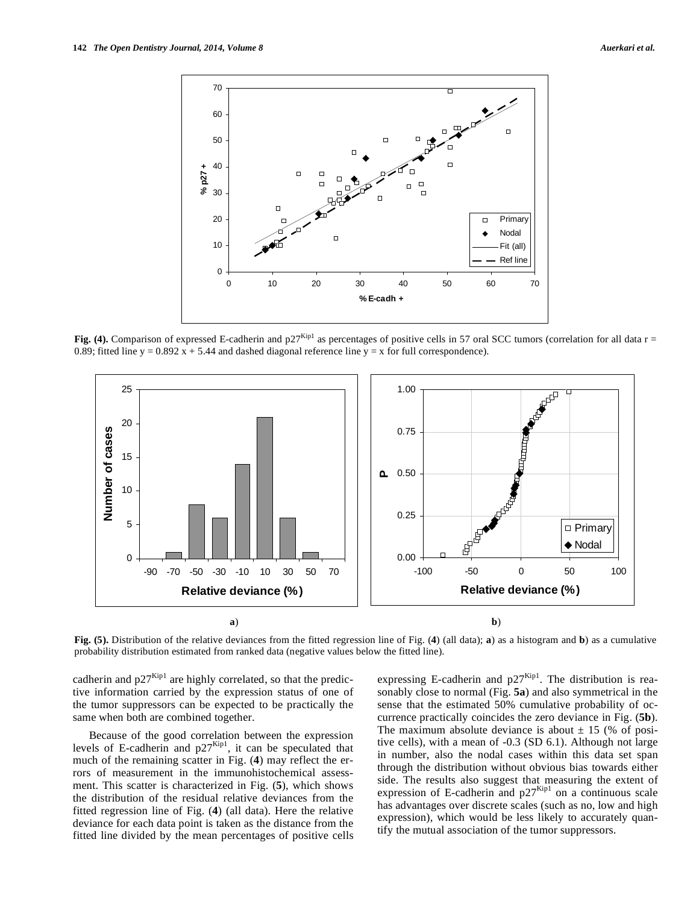**Fig. (4).** Comparison of expressed E-cadherin and p27[Kip1] as percentages of positive cells in 57 oral SCC tumors (correlation for all data r = 0.89; fitted line y = 0.892 x + 5.44 and dashed diagonal reference line y = x for full correspondence).

**Fig. (5).** Distribution of the relative deviances from the fitted regression line of Fig. (**4**) (all data); **a**) as a histogram and **b**) as a cumulative probability distribution estimated from ranked data (negative values below the fitted line).

cadherin and p27[Kip1] are highly correlated, so that the predictive information carried by the expression status of one of the tumor suppressors can be expected to be practically the same when both are combined together.

Because of the good correlation between the expression levels of E-cadherin and p27[Kip1], it can be speculated that much of the remaining scatter in Fig. (**4**) may reflect the errors of measurement in the immunohistochemical assessment. This scatter is characterized in Fig. (**5**), which shows the distribution of the residual relative deviances from the fitted regression line of Fig. (**4**) (all data). Here the relative deviance for each data point is taken as the distance from the fitted line divided by the mean percentages of positive cells expressing E-cadherin and p27[Kip1]. The distribution is reasonably close to normal (Fig. **5a**) and also symmetrical in the sense that the estimated 50% cumulative probability of occurrence practically coincides the zero deviance in Fig. (**5b**). The maximum absolute deviance is about ± 15 (% of positive cells), with a mean of -0.3 (SD 6.1). Although not large in number, also the nodal cases within this data set span through the distribution without obvious bias towards either side. The results also suggest that measuring the extent of expression of E-cadherin and p27[Kip1] on a continuous scale has advantages over discrete scales (such as no, low and high expression), which would be less likely to accurately quantify the mutual association of the tumor suppressors.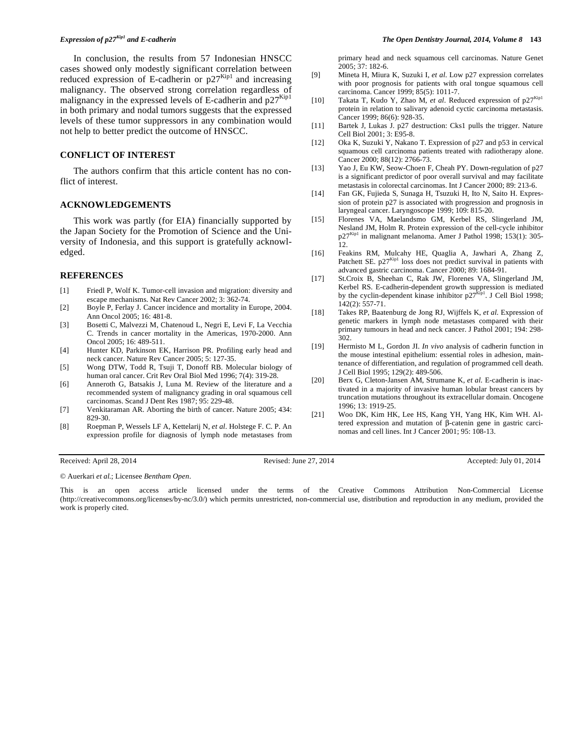In conclusion, the results from 57 Indonesian HNSCC cases showed only modestly significant correlation between reduced expression of E-cadherin or $p27^{Kip1}$ and increasing malignancy. The observed strong correlation regardless of malignancy in the expressed levels of E-cadherin and $p27^{Kip1}$ in both primary and nodal tumors suggests that the expressed levels of these tumor suppressors in any combination would not help to better predict the outcome of HNSCC.

## CONFLICT OF INTEREST

The authors confirm that this article content has no conflict of interest.

## ACKNOWLEDGEMENTS

This work was partly (for EIA) financially supported by the Japan Society for the Promotion of Science and the University of Indonesia, and this support is gratefully acknowledged.

## REFERENCES

[1] Friedl P, Wolf K. Tumor-cell invasion and migration: diversity and escape mechanisms. Nat Rev Cancer 2002; 3: 362-74.

[2] Boyle P, Ferlay J. Cancer incidence and mortality in Europe, 2004. Ann Oncol 2005; 16: 481-8.

[3] Bosetti C, Malvezzi M, Chatenoud L, Negri E, Levi F, La Vecchia C. Trends in cancer mortality in the Americas, 1970-2000. Ann Oncol 2005; 16: 489-511.

[4] Hunter KD, Parkinson EK, Harrison PR. Profiling early head and neck cancer. Nature Rev Cancer 2005; 5: 127-35.

[5] Wong DTW, Todd R, Tsuji T, Donoff RB. Molecular biology of human oral cancer. Crit Rev Oral Biol Med 1996; 7(4): 319-28.

[6] Anneroth G, Batsakis J, Luna M. Review of the literature and a recommended system of malignancy grading in oral squamous cell carcinomas. Scand J Dent Res 1987; 95: 229-48.

[7] Venkitaraman AR. Aborting the birth of cancer. Nature 2005; 434: 829-30.

[8] Roepman P, Wessels LF A, Kettelarij N, *et al*. Holstege F. C. P. An expression profile for diagnosis of lymph node metastases from primary head and neck squamous cell carcinomas. Nature Genet 2005; 37: 182-6.

[9] Mineta H, Miura K, Suzuki I, *et al*. Low p27 expression correlates with poor prognosis for patients with oral tongue squamous cell carcinoma. Cancer 1999; 85(5): 1011-7.

[10] Takata T, Kudo Y, Zhao M, *et al*. Reduced expression of $p27^{Kip1}$ protein in relation to salivary adenoid cyctic carcinoma metastasis. Cancer 1999; 86(6): 928-35.

[11] Bartek J, Lukas J. p27 destruction: Cks1 pulls the trigger. Nature Cell Biol 2001; 3: E95-8.

[12] Oka K, Suzuki Y, Nakano T. Expression of p27 and p53 in cervical squamous cell carcinoma patients treated with radiotherapy alone. Cancer 2000; 88(12): 2766-73.

[13] Yao J, Eu KW, Seow-Choen F, Cheah PY. Down-regulation of p27 is a significant predictor of poor overall survival and may facilitate metastasis in colorectal carcinomas. Int J Cancer 2000; 89: 213-6.

[14] Fan GK, Fujieda S, Sunaga H, Tsuzuki H, Ito N, Saito H. Expression of protein p27 is associated with progression and prognosis in laryngeal cancer. Laryngoscope 1999; 109: 815-20.

[15] Florenes VA, Maelandsmo GM, Kerbel RS, Slingerland JM, Nesland JM, Holm R. Protein expression of the cell-cycle inhibitor $p27^{Kip1}$ in malignant melanoma. Amer J Pathol 1998; 153(1): 305-12.

[16] Feakins RM, Mulcahy HE, Quaglia A, Jawhari A, Zhang Z, Patchett SE. $p27^{Kip1}$ loss does not predict survival in patients with advanced gastric carcinoma. Cancer 2000; 89: 1684-91.

[17] St.Croix B, Sheehan C, Rak JW, Florenes VA, Slingerland JM, Kerbel RS. E-cadherin-dependent growth suppression is mediated by the cyclin-dependent kinase inhibitor $p27^{Kip1}$. J Cell Biol 1998; 142(2): 557-71.

[18] Takes RP, Baatenburg de Jong RJ, Wijffels K, *et al*. Expression of genetic markers in lymph node metastases compared with their primary tumours in head and neck cancer. J Pathol 2001; 194: 298-302.

[19] Hermisto M L, Gordon JI. *In vivo* analysis of cadherin function in the mouse intestinal epithelium: essential roles in adhesion, maintenance of differentiation, and regulation of programmed cell death. J Cell Biol 1995; 129(2): 489-506.

[20] Berx G, Cleton-Jansen AM, Strumane K, *et al*. E-cadherin is inactivated in a majority of invasive human lobular breast cancers by truncation mutations throughout its extracellular domain. Oncogene 1996; 13: 1919-25.

[21] Woo DK, Kim HK, Lee HS, Kang YH, Yang HK, Kim WH. Altered expression and mutation of β-catenin gene in gastric carcinomas and cell lines. Int J Cancer 2001; 95: 108-13.

Received: April 28, 2014 Revised: June 27, 2014 Accepted: July 01, 2014

© Auerkari *et al*.; Licensee *Bentham Open*.

This is an open access article licensed under the terms of the Creative Commons Attribution Non-Commercial License (http://creativecommons.org/licenses/by-nc/3.0/) which permits unrestricted, non-commercial use, distribution and reproduction in any medium, provided the work is properly cited.